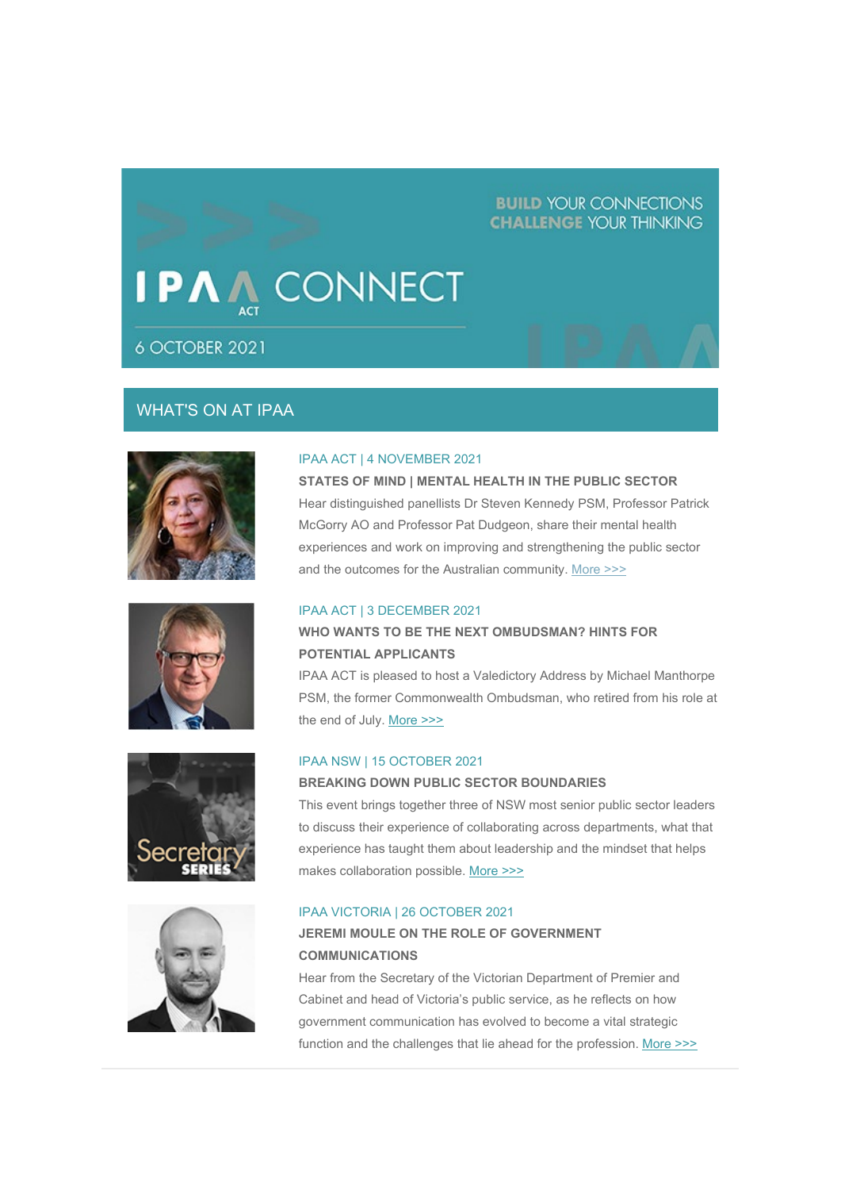BUILD YOUR CONNECTIONS
CHALLENGE YOUR THINKING

# IPAA ACT CONNECT

6 OCTOBER 2021

## WHAT'S ON AT IPAA

IPAA ACT | 4 NOVEMBER 2021

**STATES OF MIND | MENTAL HEALTH IN THE PUBLIC SECTOR**

Hear distinguished panellists Dr Steven Kennedy PSM, Professor Patrick McGorry AO and Professor Pat Dudgeon, share their mental health experiences and work on improving and strengthening the public sector and the outcomes for the Australian community. More >>>

IPAA ACT | 3 DECEMBER 2021

**WHO WANTS TO BE THE NEXT OMBUDSMAN? HINTS FOR POTENTIAL APPLICANTS**

IPAA ACT is pleased to host a Valedictory Address by Michael Manthorpe PSM, the former Commonwealth Ombudsman, who retired from his role at the end of July. More >>>

IPAA NSW | 15 OCTOBER 2021

**BREAKING DOWN PUBLIC SECTOR BOUNDARIES**

This event brings together three of NSW most senior public sector leaders to discuss their experience of collaborating across departments, what that experience has taught them about leadership and the mindset that helps makes collaboration possible. More >>>

IPAA VICTORIA | 26 OCTOBER 2021

**JEREMI MOULE ON THE ROLE OF GOVERNMENT COMMUNICATIONS**

Hear from the Secretary of the Victorian Department of Premier and Cabinet and head of Victoria's public service, as he reflects on how government communication has evolved to become a vital strategic function and the challenges that lie ahead for the profession. More >>>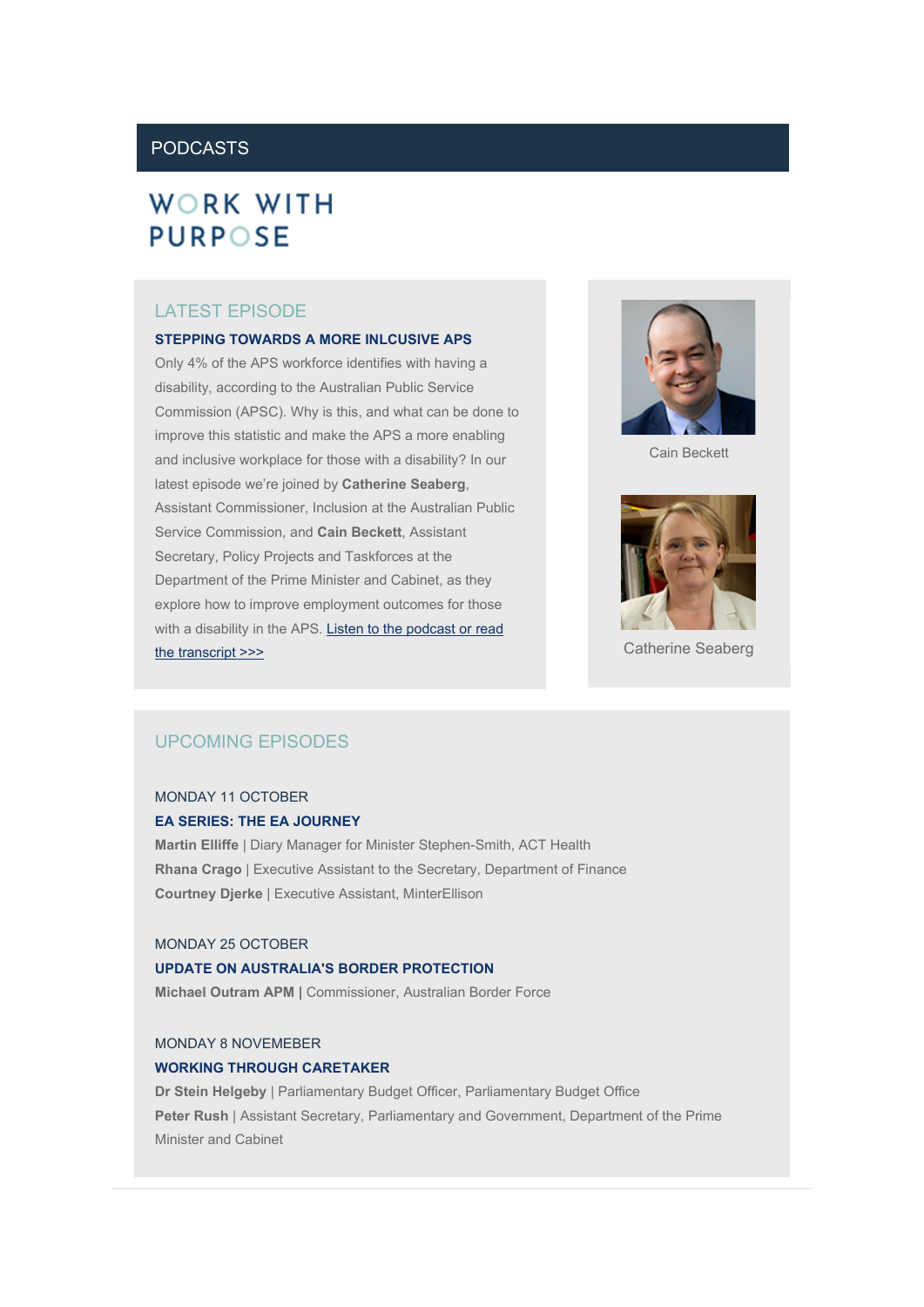## PODCASTS

# WORK WITH PURPOSE

### LATEST EPISODE

**STEPPING TOWARDS A MORE INLCUSIVE APS**

Only 4% of the APS workforce identifies with having a disability, according to the Australian Public Service Commission (APSC). Why is this, and what can be done to improve this statistic and make the APS a more enabling and inclusive workplace for those with a disability? In our latest episode we're joined by **Catherine Seaberg**, Assistant Commissioner, Inclusion at the Australian Public Service Commission, and **Cain Beckett**, Assistant Secretary, Policy Projects and Taskforces at the Department of the Prime Minister and Cabinet, as they explore how to improve employment outcomes for those with a disability in the APS. Listen to the podcast or read the transcript >>>

Cain Beckett

Catherine Seaberg

### UPCOMING EPISODES

MONDAY 11 OCTOBER

**EA SERIES: THE EA JOURNEY**

**Martin Elliffe** | Diary Manager for Minister Stephen-Smith, ACT Health
**Rhana Crago** | Executive Assistant to the Secretary, Department of Finance
**Courtney Djerke** | Executive Assistant, MinterEllison

MONDAY 25 OCTOBER

**UPDATE ON AUSTRALIA'S BORDER PROTECTION**

**Michael Outram APM |** Commissioner, Australian Border Force

MONDAY 8 NOVEMEBER

**WORKING THROUGH CARETAKER**

**Dr Stein Helgeby** | Parliamentary Budget Officer, Parliamentary Budget Office
**Peter Rush** | Assistant Secretary, Parliamentary and Government, Department of the Prime Minister and Cabinet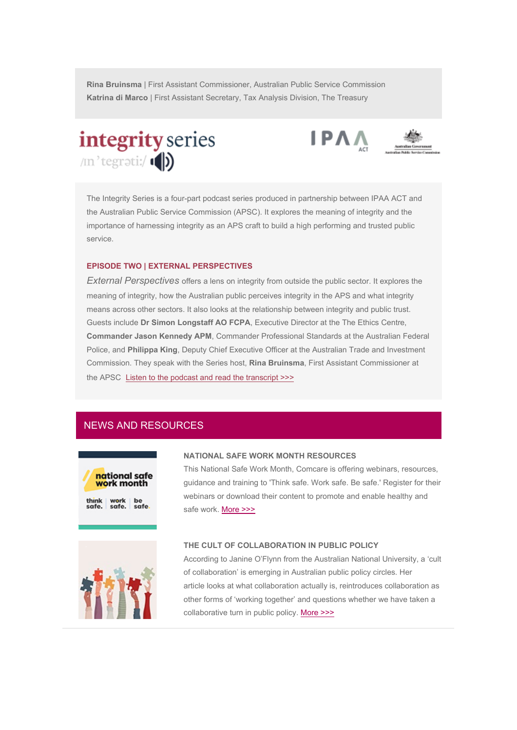**Rina Bruinsma** | First Assistant Commissioner, Australian Public Service Commission
**Katrina di Marco** | First Assistant Secretary, Tax Analysis Division, The Treasury

integrity series
/ɪnˈtegrəti:/

The Integrity Series is a four-part podcast series produced in partnership between IPAA ACT and the Australian Public Service Commission (APSC). It explores the meaning of integrity and the importance of harnessing integrity as an APS craft to build a high performing and trusted public service.

### EPISODE TWO | EXTERNAL PERSPECTIVES

*External Perspectives* offers a lens on integrity from outside the public sector. It explores the meaning of integrity, how the Australian public perceives integrity in the APS and what integrity means across other sectors. It also looks at the relationship between integrity and public trust. Guests include **Dr Simon Longstaff AO FCPA**, Executive Director at the The Ethics Centre, **Commander Jason Kennedy APM**, Commander Professional Standards at the Australian Federal Police, and **Philippa King**, Deputy Chief Executive Officer at the Australian Trade and Investment Commission. They speak with the Series host, **Rina Bruinsma**, First Assistant Commissioner at the APSC Listen to the podcast and read the transcript >>>

## NEWS AND RESOURCES

### NATIONAL SAFE WORK MONTH RESOURCES

This National Safe Work Month, Comcare is offering webinars, resources, guidance and training to 'Think safe. Work safe. Be safe.' Register for their webinars or download their content to promote and enable healthy and safe work. More >>>

### THE CULT OF COLLABORATION IN PUBLIC POLICY

According to Janine O'Flynn from the Australian National University, a 'cult of collaboration' is emerging in Australian public policy circles. Her article looks at what collaboration actually is, reintroduces collaboration as other forms of 'working together' and questions whether we have taken a collaborative turn in public policy. More >>>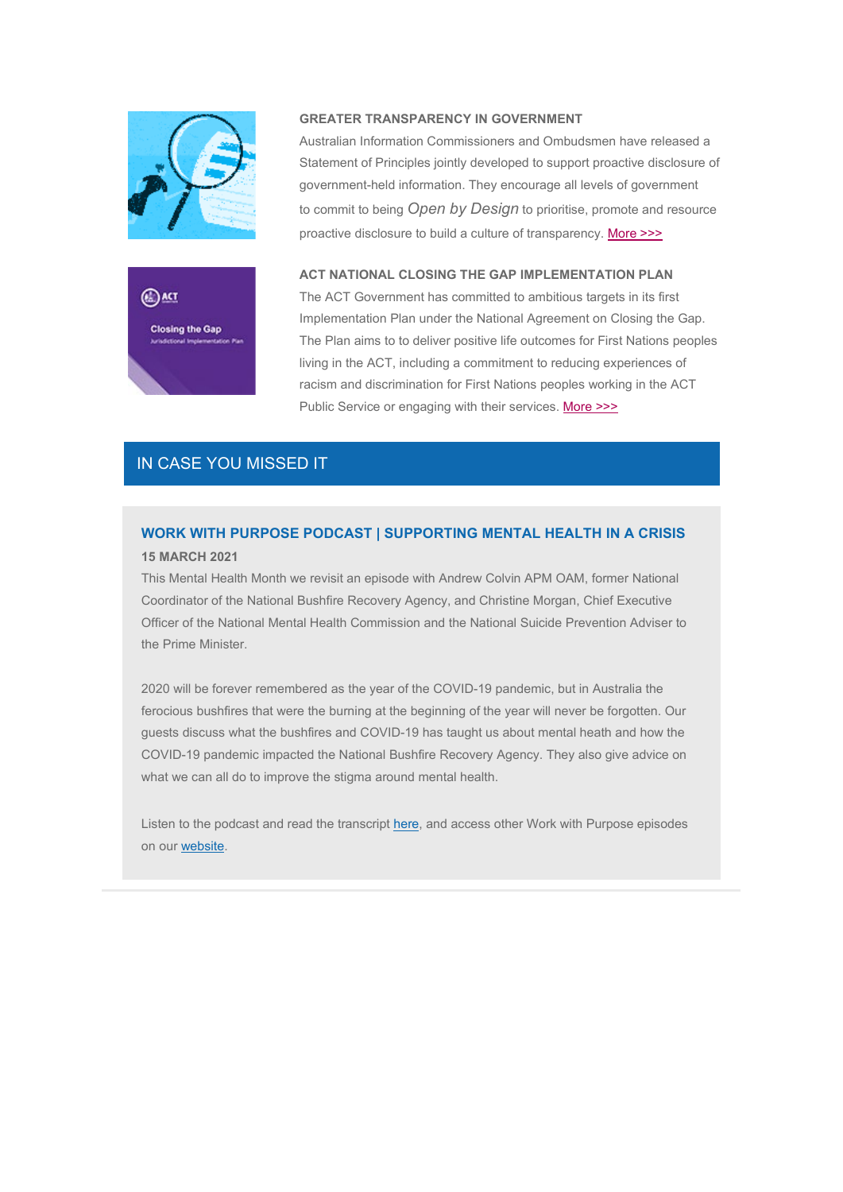### GREATER TRANSPARENCY IN GOVERNMENT

Australian Information Commissioners and Ombudsmen have released a Statement of Principles jointly developed to support proactive disclosure of government-held information. They encourage all levels of government to commit to being *Open by Design* to prioritise, promote and resource proactive disclosure to build a culture of transparency. More >>>

### ACT NATIONAL CLOSING THE GAP IMPLEMENTATION PLAN

The ACT Government has committed to ambitious targets in its first Implementation Plan under the National Agreement on Closing the Gap. The Plan aims to to deliver positive life outcomes for First Nations peoples living in the ACT, including a commitment to reducing experiences of racism and discrimination for First Nations peoples working in the ACT Public Service or engaging with their services. More >>>

## IN CASE YOU MISSED IT

### WORK WITH PURPOSE PODCAST | SUPPORTING MENTAL HEALTH IN A CRISIS

**15 MARCH 2021**

This Mental Health Month we revisit an episode with Andrew Colvin APM OAM, former National Coordinator of the National Bushfire Recovery Agency, and Christine Morgan, Chief Executive Officer of the National Mental Health Commission and the National Suicide Prevention Adviser to the Prime Minister.

2020 will be forever remembered as the year of the COVID-19 pandemic, but in Australia the ferocious bushfires that were the burning at the beginning of the year will never be forgotten. Our guests discuss what the bushfires and COVID-19 has taught us about mental heath and how the COVID-19 pandemic impacted the National Bushfire Recovery Agency. They also give advice on what we can all do to improve the stigma around mental health.

Listen to the podcast and read the transcript here, and access other Work with Purpose episodes on our website.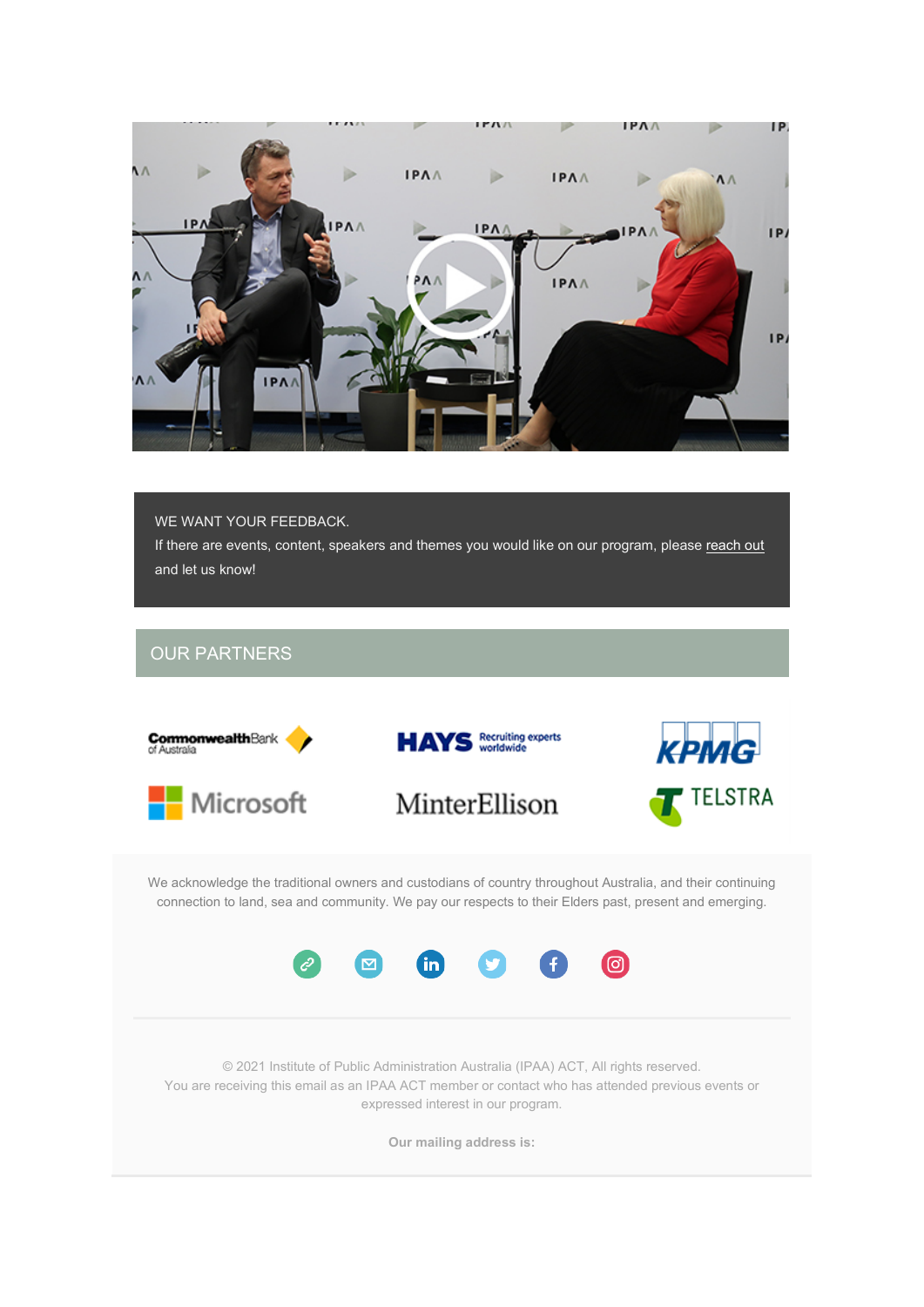WE WANT YOUR FEEDBACK.
If there are events, content, speakers and themes you would like on our program, please reach out and let us know!

## OUR PARTNERS

CommonwealthBank of Australia

HAYS Recruiting experts worldwide

KPMG

Microsoft

MinterEllison

TELSTRA

We acknowledge the traditional owners and custodians of country throughout Australia, and their continuing connection to land, sea and community. We pay our respects to their Elders past, present and emerging.

© 2021 Institute of Public Administration Australia (IPAA) ACT, All rights reserved.
You are receiving this email as an IPAA ACT member or contact who has attended previous events or expressed interest in our program.

**Our mailing address is:**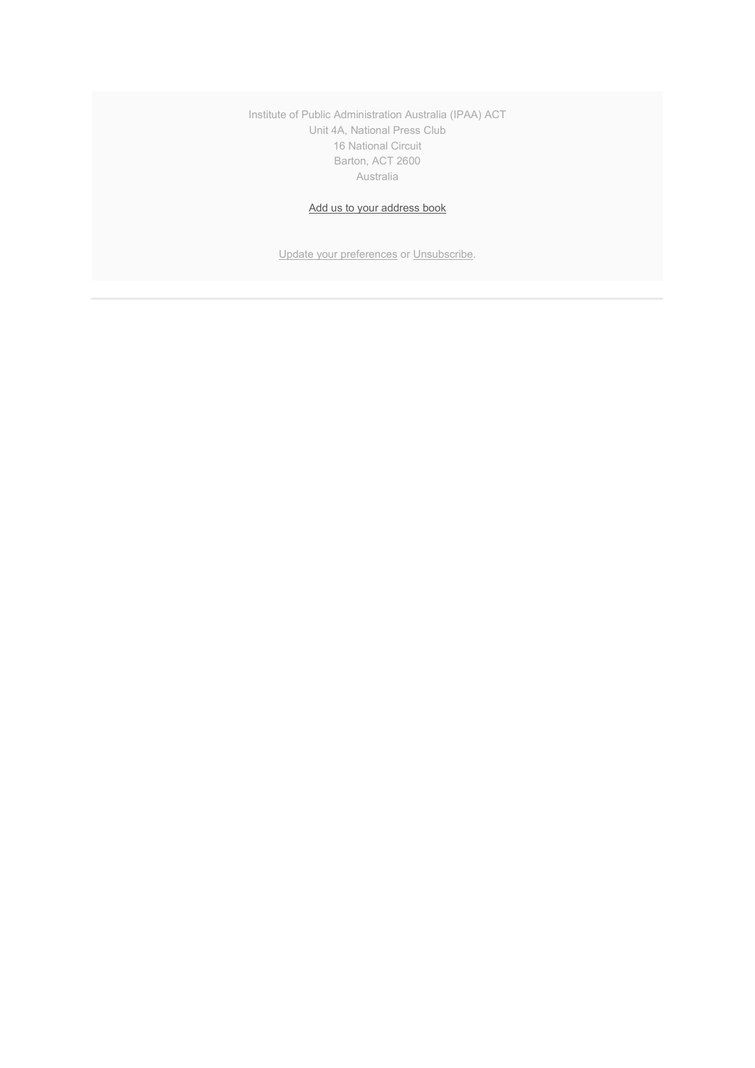Institute of Public Administration Australia (IPAA) ACT
Unit 4A, National Press Club
16 National Circuit
Barton, ACT 2600
Australia

Add us to your address book

Update your preferences or Unsubscribe.